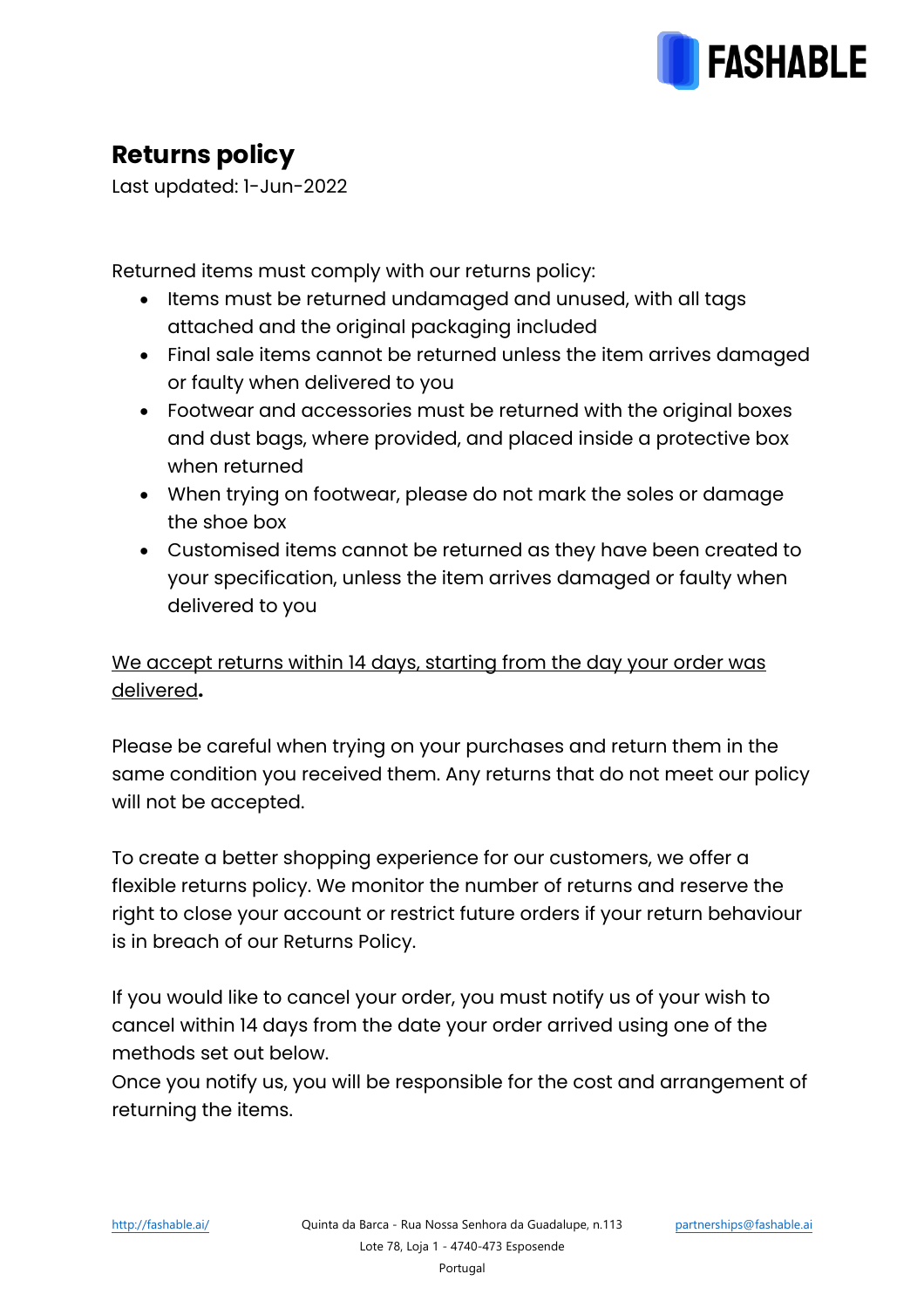# Returns policy

Last updated: 1-Jun-2022

Returned items must comply with our returns policy:

- Items must be returned undamaged and unused, with all tags attached and the original packaging included
- Final sale items cannot be returned unless the item arrives damaged or faulty when delivered to you
- Footwear and accessories must be returned with the original boxes and dust bags, where provided, and placed inside a protective box when returned
- When trying on footwear, please do not mark the soles or damage the shoe box
- Customised items cannot be returned as they have been created to your specification, unless the item arrives damaged or faulty when delivered to you

<u>We accept returns within 14 days, starting from the day your order was delivered</u>**.**

Please be careful when trying on your purchases and return them in the same condition you received them. Any returns that do not meet our policy will not be accepted.

To create a better shopping experience for our customers, we offer a flexible returns policy. We monitor the number of returns and reserve the right to close your account or restrict future orders if your return behaviour is in breach of our Returns Policy.

If you would like to cancel your order, you must notify us of your wish to cancel within 14 days from the date your order arrived using one of the methods set out below.
Once you notify us, you will be responsible for the cost and arrangement of returning the items.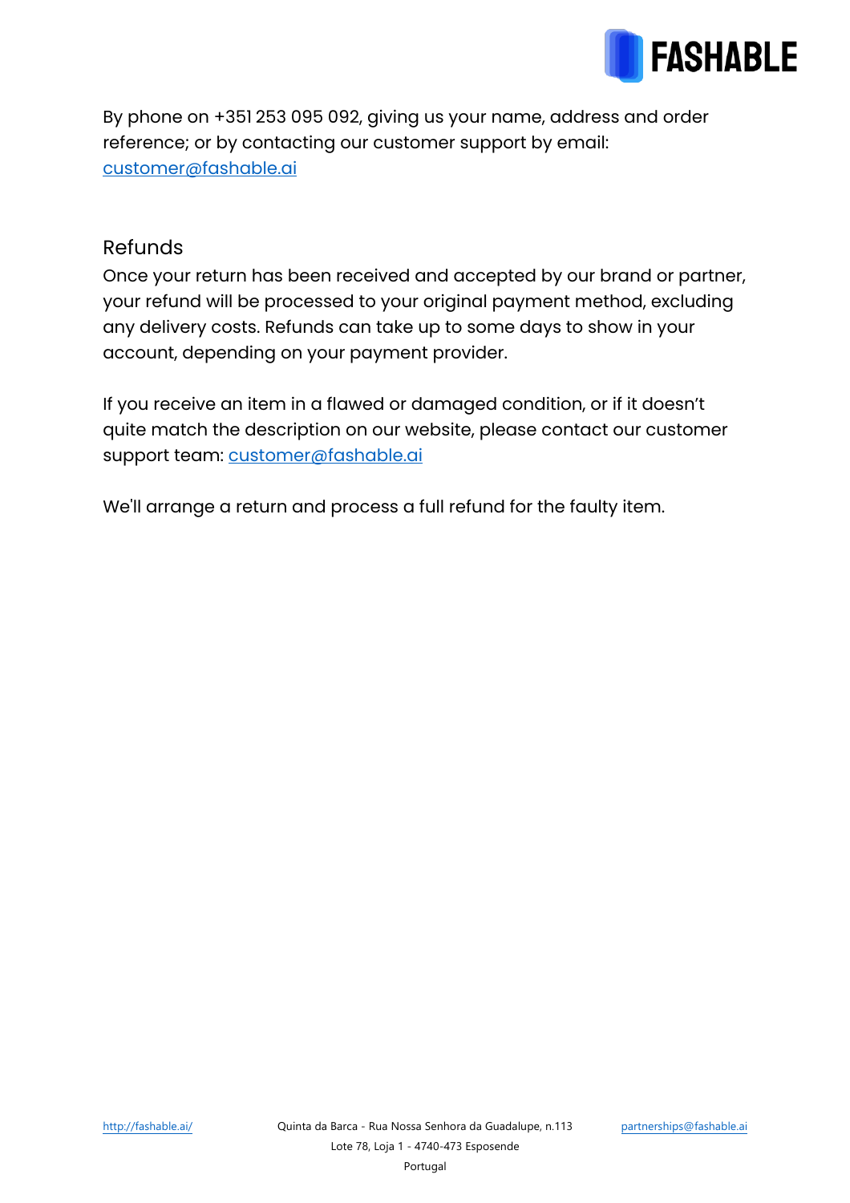By phone on +351 253 095 092, giving us your name, address and order reference; or by contacting our customer support by email: customer@fashable.ai

## Refunds

Once your return has been received and accepted by our brand or partner, your refund will be processed to your original payment method, excluding any delivery costs. Refunds can take up to some days to show in your account, depending on your payment provider.

If you receive an item in a flawed or damaged condition, or if it doesn't quite match the description on our website, please contact our customer support team: customer@fashable.ai

We'll arrange a return and process a full refund for the faulty item.